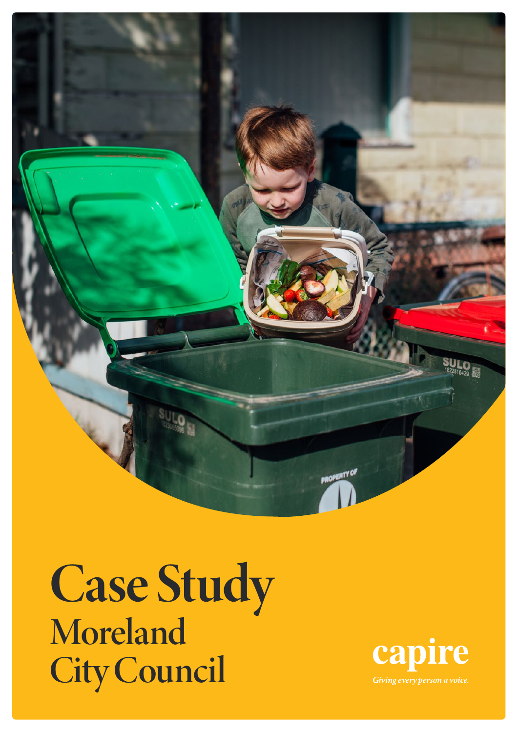# Case Study
## Moreland City Council

capire

*Giving every person a voice.*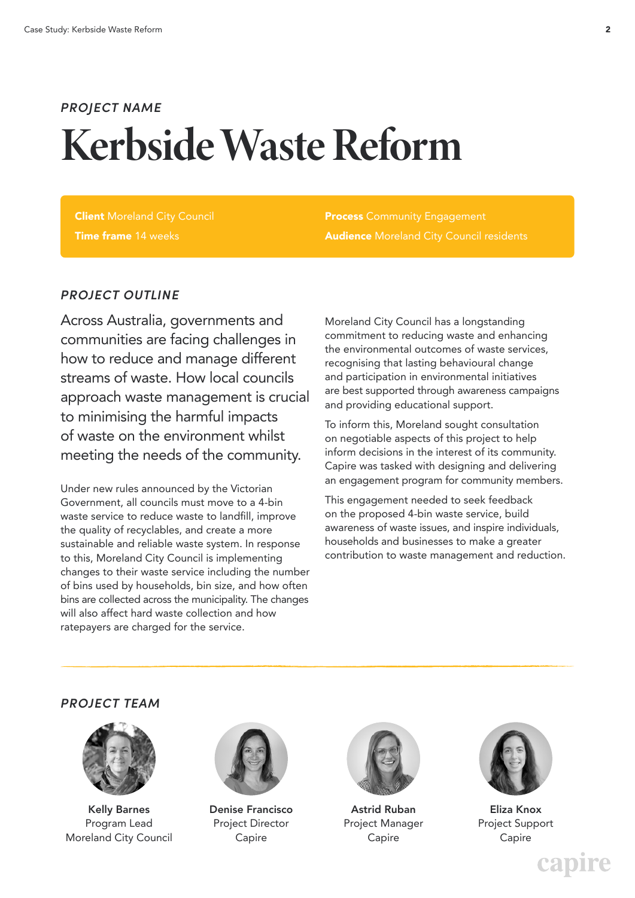*PROJECT NAME*

# Kerbside Waste Reform

**Client** Moreland City Council

**Time frame** 14 weeks

**Process** Community Engagement

**Audience** Moreland City Council residents

## *PROJECT OUTLINE*

Across Australia, governments and communities are facing challenges in how to reduce and manage different streams of waste. How local councils approach waste management is crucial to minimising the harmful impacts of waste on the environment whilst meeting the needs of the community.

Under new rules announced by the Victorian Government, all councils must move to a 4-bin waste service to reduce waste to landfill, improve the quality of recyclables, and create a more sustainable and reliable waste system. In response to this, Moreland City Council is implementing changes to their waste service including the number of bins used by households, bin size, and how often bins are collected across the municipality. The changes will also affect hard waste collection and how ratepayers are charged for the service.

Moreland City Council has a longstanding commitment to reducing waste and enhancing the environmental outcomes of waste services, recognising that lasting behavioural change and participation in environmental initiatives are best supported through awareness campaigns and providing educational support.

To inform this, Moreland sought consultation on negotiable aspects of this project to help inform decisions in the interest of its community. Capire was tasked with designing and delivering an engagement program for community members.

This engagement needed to seek feedback on the proposed 4-bin waste service, build awareness of waste issues, and inspire individuals, households and businesses to make a greater contribution to waste management and reduction.

## *PROJECT TEAM*

**Kelly Barnes**
Program Lead
Moreland City Council

**Denise Francisco**
Project Director
Capire

**Astrid Ruban**
Project Manager
Capire

**Eliza Knox**
Project Support
Capire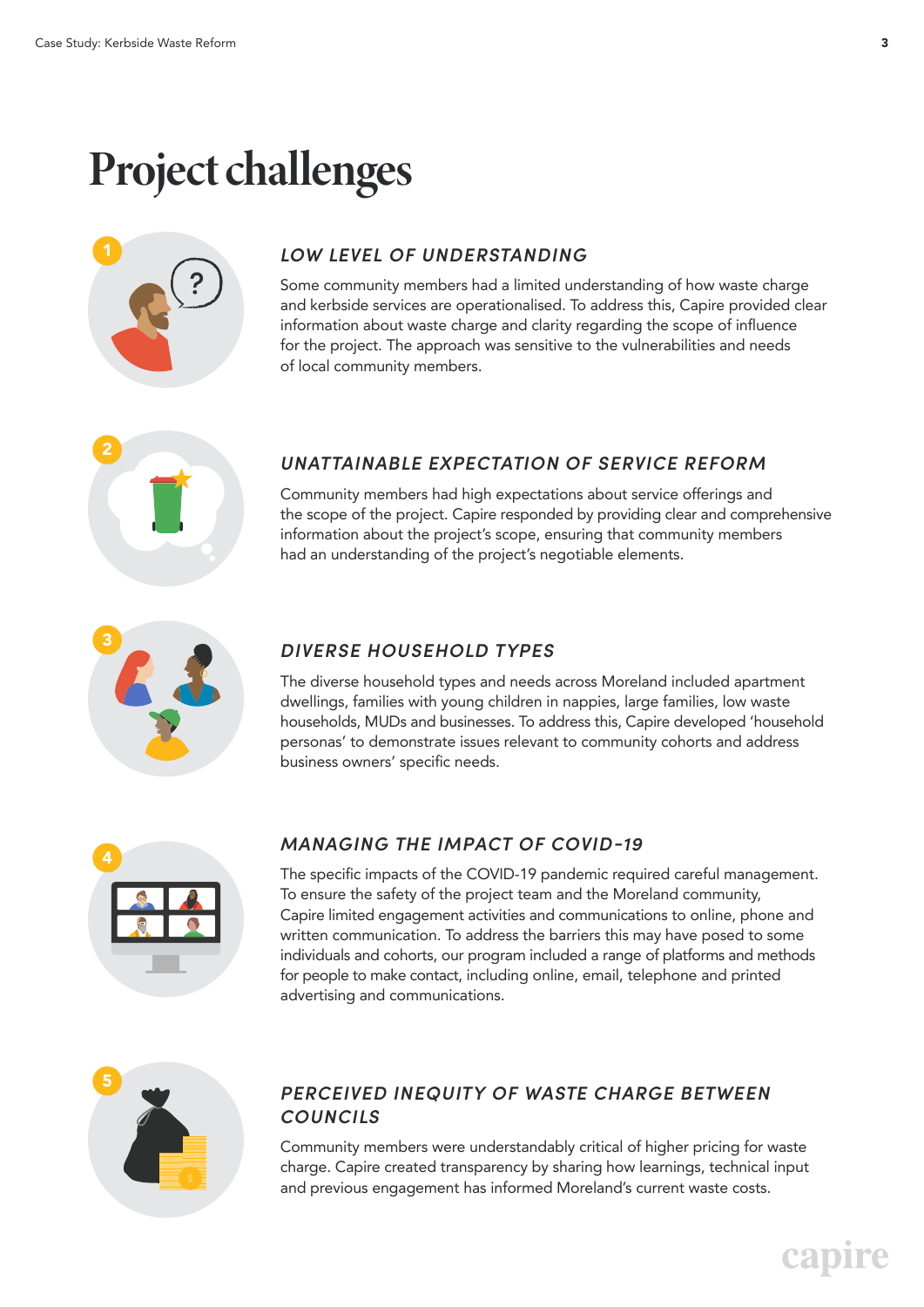# Project challenges

## 1 LOW LEVEL OF UNDERSTANDING

Some community members had a limited understanding of how waste charge and kerbside services are operationalised. To address this, Capire provided clear information about waste charge and clarity regarding the scope of influence for the project. The approach was sensitive to the vulnerabilities and needs of local community members.

## 2 UNATTAINABLE EXPECTATION OF SERVICE REFORM

Community members had high expectations about service offerings and the scope of the project. Capire responded by providing clear and comprehensive information about the project's scope, ensuring that community members had an understanding of the project's negotiable elements.

## 3 DIVERSE HOUSEHOLD TYPES

The diverse household types and needs across Moreland included apartment dwellings, families with young children in nappies, large families, low waste households, MUDs and businesses. To address this, Capire developed 'household personas' to demonstrate issues relevant to community cohorts and address business owners' specific needs.

## 4 MANAGING THE IMPACT OF COVID-19

The specific impacts of the COVID-19 pandemic required careful management. To ensure the safety of the project team and the Moreland community, Capire limited engagement activities and communications to online, phone and written communication. To address the barriers this may have posed to some individuals and cohorts, our program included a range of platforms and methods for people to make contact, including online, email, telephone and printed advertising and communications.

## 5 PERCEIVED INEQUITY OF WASTE CHARGE BETWEEN COUNCILS

Community members were understandably critical of higher pricing for waste charge. Capire created transparency by sharing how learnings, technical input and previous engagement has informed Moreland's current waste costs.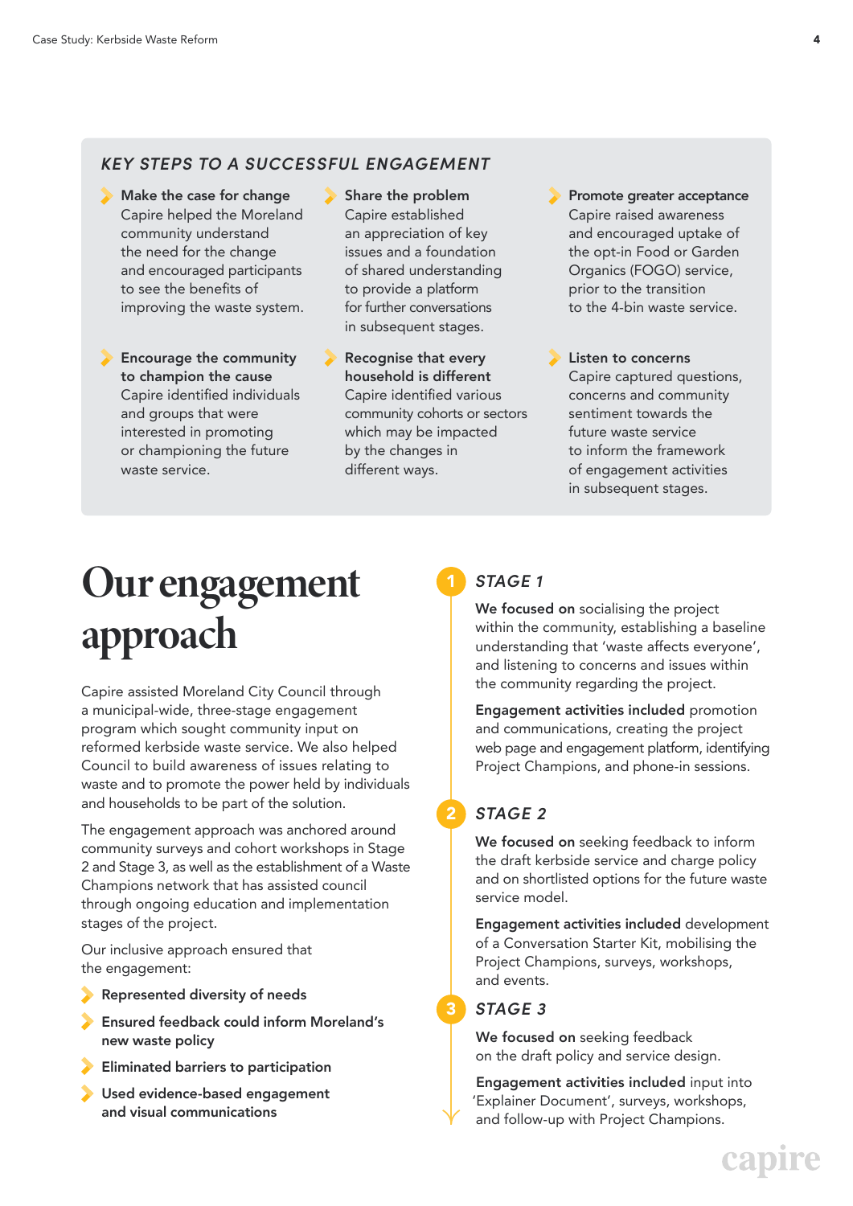### *KEY STEPS TO A SUCCESSFUL ENGAGEMENT*

- **Make the case for change**
  Capire helped the Moreland community understand the need for the change and encouraged participants to see the benefits of improving the waste system.

- **Share the problem**
  Capire established an appreciation of key issues and a foundation of shared understanding to provide a platform for further conversations in subsequent stages.

- **Promote greater acceptance**
  Capire raised awareness and encouraged uptake of the opt-in Food or Garden Organics (FOGO) service, prior to the transition to the 4-bin waste service.

- **Encourage the community to champion the cause**
  Capire identified individuals and groups that were interested in promoting or championing the future waste service.

- **Recognise that every household is different**
  Capire identified various community cohorts or sectors which may be impacted by the changes in different ways.

- **Listen to concerns**
  Capire captured questions, concerns and community sentiment towards the future waste service to inform the framework of engagement activities in subsequent stages.

# Our engagement approach

Capire assisted Moreland City Council through a municipal-wide, three-stage engagement program which sought community input on reformed kerbside waste service. We also helped Council to build awareness of issues relating to waste and to promote the power held by individuals and households to be part of the solution.

The engagement approach was anchored around community surveys and cohort workshops in Stage 2 and Stage 3, as well as the establishment of a Waste Champions network that has assisted council through ongoing education and implementation stages of the project.

Our inclusive approach ensured that the engagement:

- **Represented diversity of needs**
- **Ensured feedback could inform Moreland's new waste policy**
- **Eliminated barriers to participation**
- **Used evidence-based engagement and visual communications**

### 1 *STAGE 1*

**We focused on** socialising the project within the community, establishing a baseline understanding that 'waste affects everyone', and listening to concerns and issues within the community regarding the project.

**Engagement activities included** promotion and communications, creating the project web page and engagement platform, identifying Project Champions, and phone-in sessions.

### 2 *STAGE 2*

**We focused on** seeking feedback to inform the draft kerbside service and charge policy and on shortlisted options for the future waste service model.

**Engagement activities included** development of a Conversation Starter Kit, mobilising the Project Champions, surveys, workshops, and events.

### 3 *STAGE 3*

**We focused on** seeking feedback on the draft policy and service design.

**Engagement activities included** input into 'Explainer Document', surveys, workshops, and follow-up with Project Champions.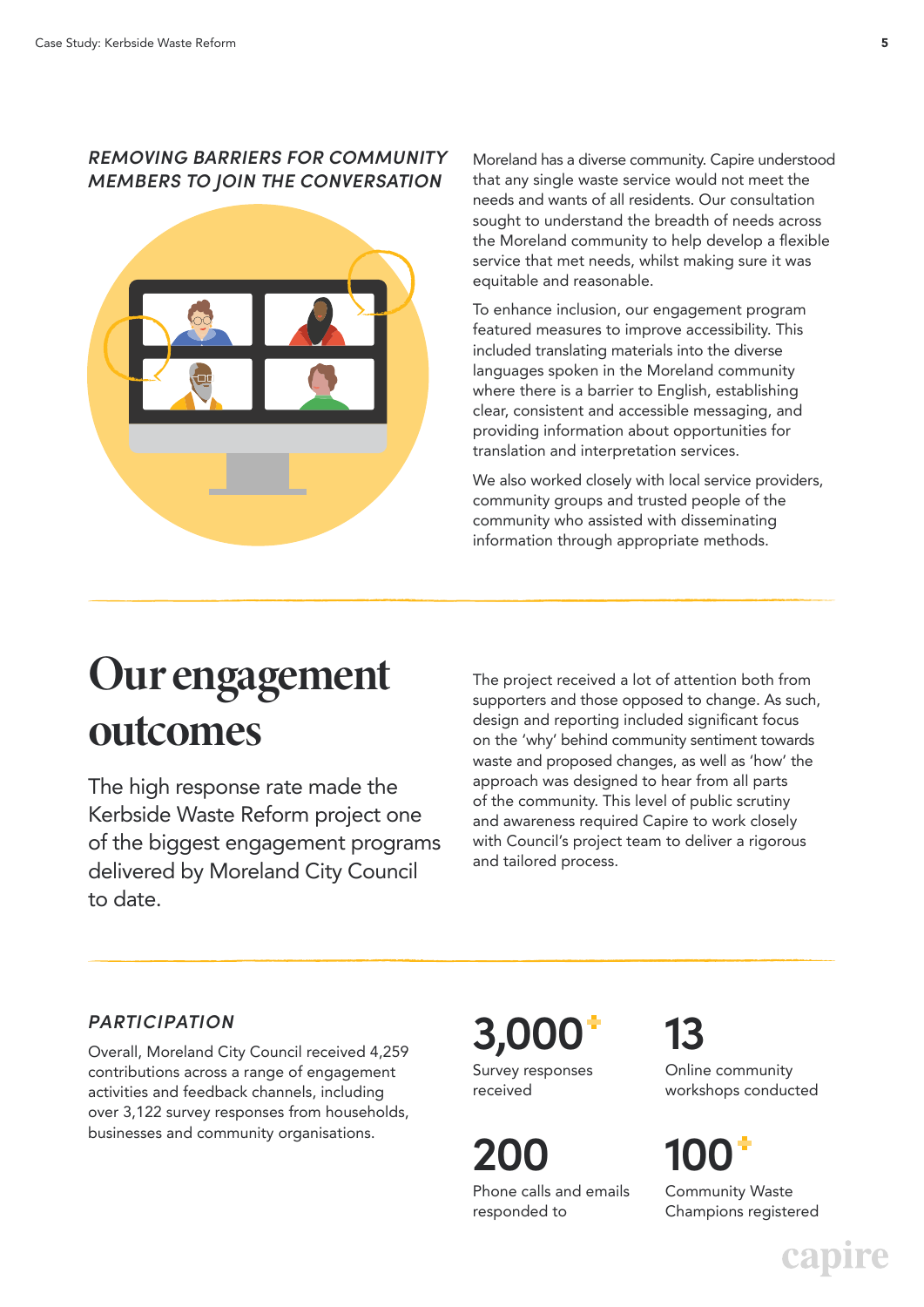### *REMOVING BARRIERS FOR COMMUNITY MEMBERS TO JOIN THE CONVERSATION*

Moreland has a diverse community. Capire understood that any single waste service would not meet the needs and wants of all residents. Our consultation sought to understand the breadth of needs across the Moreland community to help develop a flexible service that met needs, whilst making sure it was equitable and reasonable.

To enhance inclusion, our engagement program featured measures to improve accessibility. This included translating materials into the diverse languages spoken in the Moreland community where there is a barrier to English, establishing clear, consistent and accessible messaging, and providing information about opportunities for translation and interpretation services.

We also worked closely with local service providers, community groups and trusted people of the community who assisted with disseminating information through appropriate methods.

# Our engagement outcomes

The high response rate made the Kerbside Waste Reform project one of the biggest engagement programs delivered by Moreland City Council to date.

The project received a lot of attention both from supporters and those opposed to change. As such, design and reporting included significant focus on the 'why' behind community sentiment towards waste and proposed changes, as well as 'how' the approach was designed to hear from all parts of the community. This level of public scrutiny and awareness required Capire to work closely with Council's project team to deliver a rigorous and tailored process.

### *PARTICIPATION*

Overall, Moreland City Council received 4,259 contributions across a range of engagement activities and feedback channels, including over 3,122 survey responses from households, businesses and community organisations.

**3,000+**
Survey responses received

**13**
Online community workshops conducted

**200**
Phone calls and emails responded to

**100+**
Community Waste Champions registered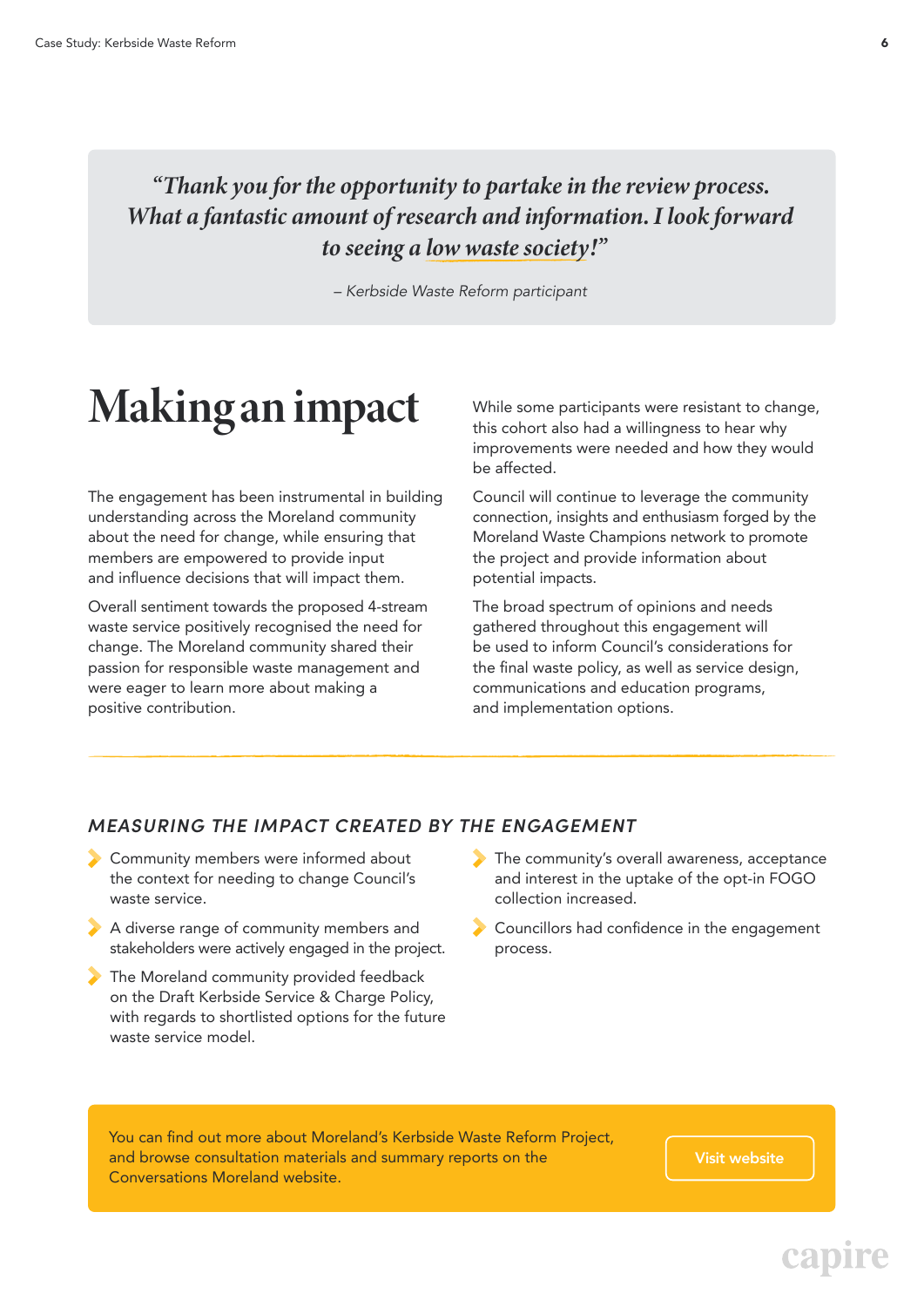> *"Thank you for the opportunity to partake in the review process. What a fantastic amount of research and information. I look forward to seeing a low waste society!"*
>
> *– Kerbside Waste Reform participant*

# Making an impact

The engagement has been instrumental in building understanding across the Moreland community about the need for change, while ensuring that members are empowered to provide input and influence decisions that will impact them.

Overall sentiment towards the proposed 4-stream waste service positively recognised the need for change. The Moreland community shared their passion for responsible waste management and were eager to learn more about making a positive contribution.

While some participants were resistant to change, this cohort also had a willingness to hear why improvements were needed and how they would be affected.

Council will continue to leverage the community connection, insights and enthusiasm forged by the Moreland Waste Champions network to promote the project and provide information about potential impacts.

The broad spectrum of opinions and needs gathered throughout this engagement will be used to inform Council's considerations for the final waste policy, as well as service design, communications and education programs, and implementation options.

## *MEASURING THE IMPACT CREATED BY THE ENGAGEMENT*

- Community members were informed about the context for needing to change Council's waste service.
- A diverse range of community members and stakeholders were actively engaged in the project.
- The Moreland community provided feedback on the Draft Kerbside Service & Charge Policy, with regards to shortlisted options for the future waste service model.
- The community's overall awareness, acceptance and interest in the uptake of the opt-in FOGO collection increased.
- Councillors had confidence in the engagement process.

You can find out more about Moreland's Kerbside Waste Reform Project, and browse consultation materials and summary reports on the Conversations Moreland website.

Visit website

capire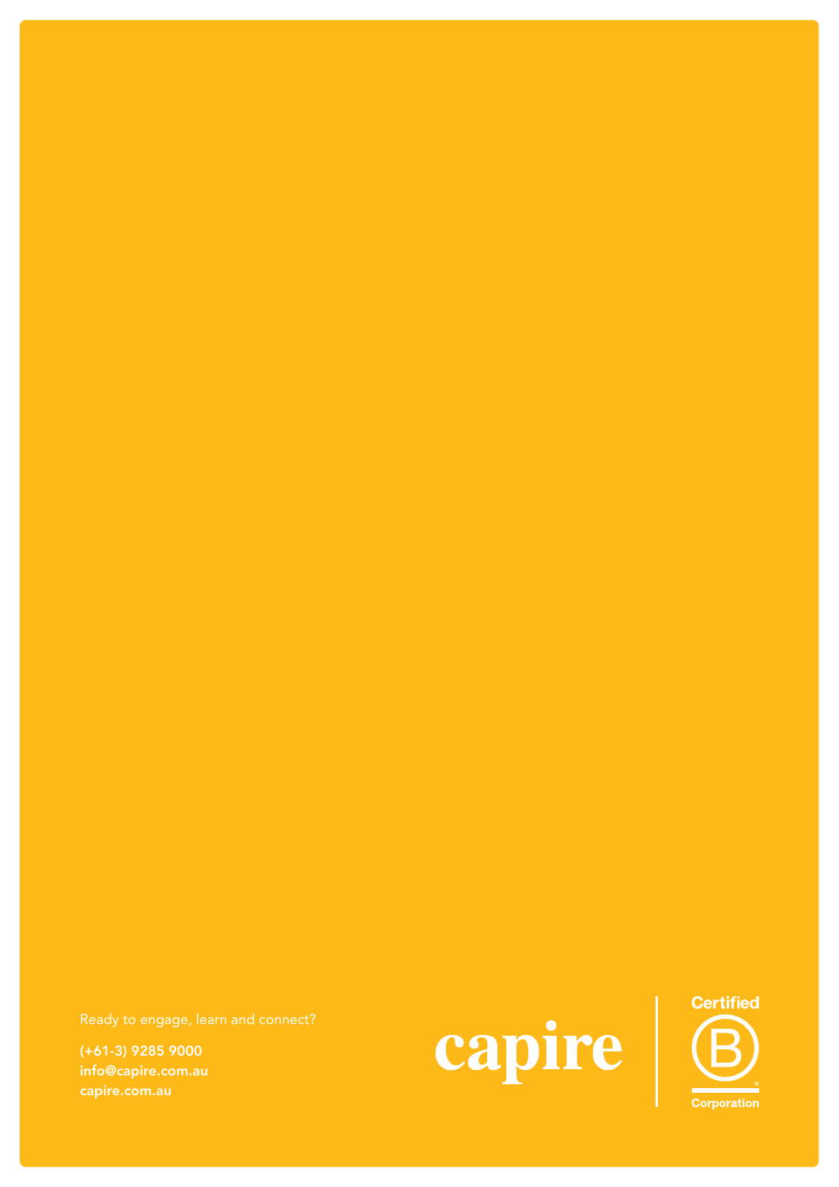Ready to engage, learn and connect?

**(+61-3) 9285 9000**
**info@capire.com.au**
**capire.com.au**

capire

Certified
B
Corporation